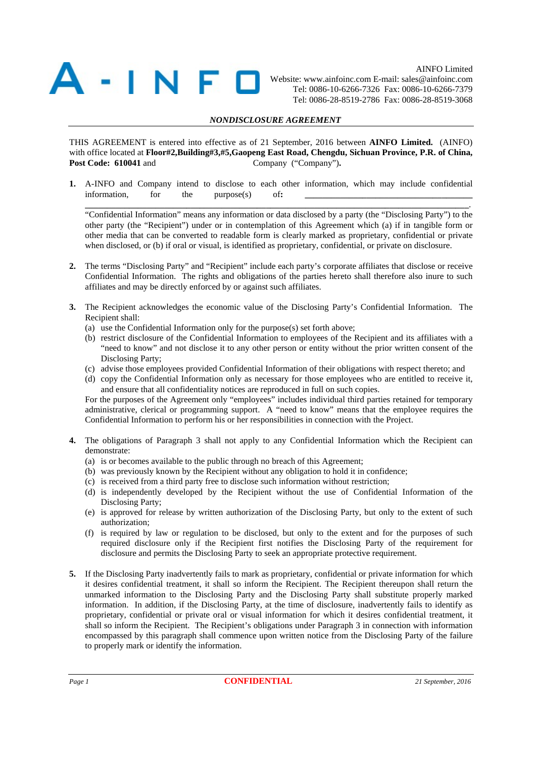AINFO Limited
Website: www.ainfoinc.com E-mail: sales@ainfoinc.com
Tel: 0086-10-6266-7326 Fax: 0086-10-6266-7379
Tel: 0086-28-8519-2786 Fax: 0086-28-8519-3068

## *NONDISCLOSURE AGREEMENT*

THIS AGREEMENT is entered into effective as of 21 September, 2016 between **AINFO Limited.** (AINFO) with office located at **Floor#2,Building#3,#5,Gaopeng East Road, Chengdu, Sichuan Province, P.R. of China, Post Code: 610041** and Company ("Company").

1. A-INFO and Company intend to disclose to each other information, which may include confidential information, for the purpose(s) of: ______________________________________________________________.
   "Confidential Information" means any information or data disclosed by a party (the "Disclosing Party") to the other party (the "Recipient") under or in contemplation of this Agreement which (a) if in tangible form or other media that can be converted to readable form is clearly marked as proprietary, confidential or private when disclosed, or (b) if oral or visual, is identified as proprietary, confidential, or private on disclosure.

2. The terms "Disclosing Party" and "Recipient" include each party's corporate affiliates that disclose or receive Confidential Information. The rights and obligations of the parties hereto shall therefore also inure to such affiliates and may be directly enforced by or against such affiliates.

3. The Recipient acknowledges the economic value of the Disclosing Party's Confidential Information. The Recipient shall:
   (a) use the Confidential Information only for the purpose(s) set forth above;
   (b) restrict disclosure of the Confidential Information to employees of the Recipient and its affiliates with a "need to know" and not disclose it to any other person or entity without the prior written consent of the Disclosing Party;
   (c) advise those employees provided Confidential Information of their obligations with respect thereto; and
   (d) copy the Confidential Information only as necessary for those employees who are entitled to receive it, and ensure that all confidentiality notices are reproduced in full on such copies.
   For the purposes of the Agreement only "employees" includes individual third parties retained for temporary administrative, clerical or programming support. A "need to know" means that the employee requires the Confidential Information to perform his or her responsibilities in connection with the Project.

4. The obligations of Paragraph 3 shall not apply to any Confidential Information which the Recipient can demonstrate:
   (a) is or becomes available to the public through no breach of this Agreement;
   (b) was previously known by the Recipient without any obligation to hold it in confidence;
   (c) is received from a third party free to disclose such information without restriction;
   (d) is independently developed by the Recipient without the use of Confidential Information of the Disclosing Party;
   (e) is approved for release by written authorization of the Disclosing Party, but only to the extent of such authorization;
   (f) is required by law or regulation to be disclosed, but only to the extent and for the purposes of such required disclosure only if the Recipient first notifies the Disclosing Party of the requirement for disclosure and permits the Disclosing Party to seek an appropriate protective requirement.

5. If the Disclosing Party inadvertently fails to mark as proprietary, confidential or private information for which it desires confidential treatment, it shall so inform the Recipient. The Recipient thereupon shall return the unmarked information to the Disclosing Party and the Disclosing Party shall substitute properly marked information. In addition, if the Disclosing Party, at the time of disclosure, inadvertently fails to identify as proprietary, confidential or private oral or visual information for which it desires confidential treatment, it shall so inform the Recipient. The Recipient's obligations under Paragraph 3 in connection with information encompassed by this paragraph shall commence upon written notice from the Disclosing Party of the failure to properly mark or identify the information.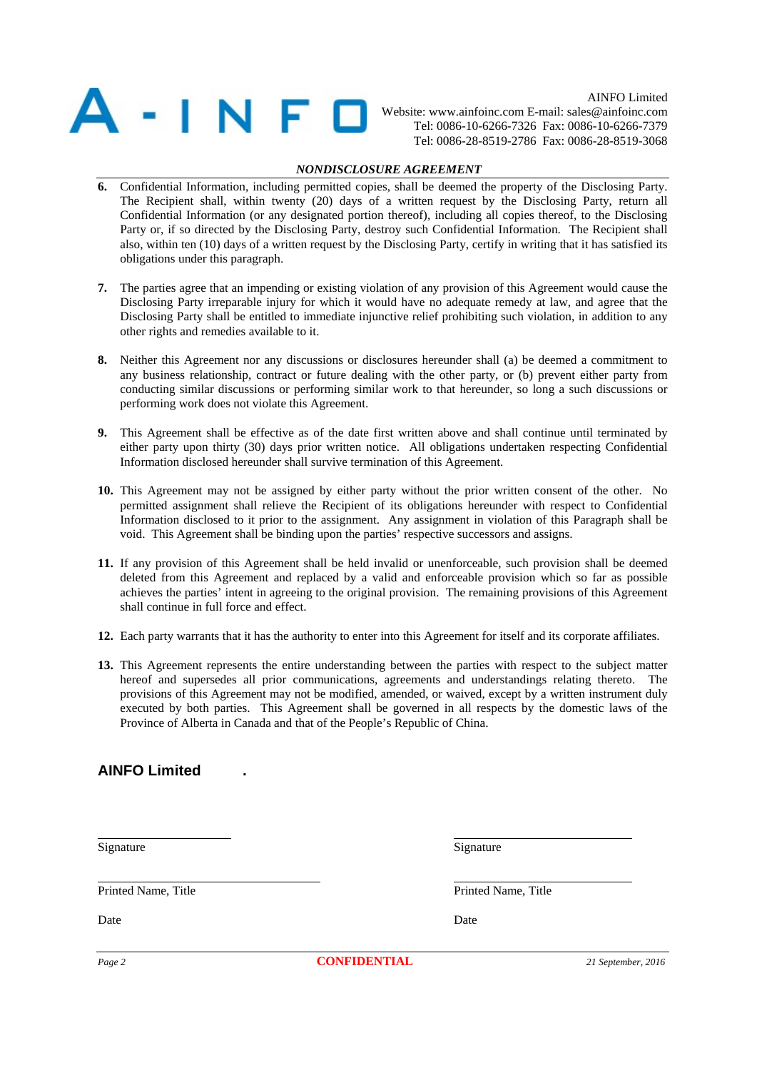6. Confidential Information, including permitted copies, shall be deemed the property of the Disclosing Party. The Recipient shall, within twenty (20) days of a written request by the Disclosing Party, return all Confidential Information (or any designated portion thereof), including all copies thereof, to the Disclosing Party or, if so directed by the Disclosing Party, destroy such Confidential Information. The Recipient shall also, within ten (10) days of a written request by the Disclosing Party, certify in writing that it has satisfied its obligations under this paragraph.

7. The parties agree that an impending or existing violation of any provision of this Agreement would cause the Disclosing Party irreparable injury for which it would have no adequate remedy at law, and agree that the Disclosing Party shall be entitled to immediate injunctive relief prohibiting such violation, in addition to any other rights and remedies available to it.

8. Neither this Agreement nor any discussions or disclosures hereunder shall (a) be deemed a commitment to any business relationship, contract or future dealing with the other party, or (b) prevent either party from conducting similar discussions or performing similar work to that hereunder, so long a such discussions or performing work does not violate this Agreement.

9. This Agreement shall be effective as of the date first written above and shall continue until terminated by either party upon thirty (30) days prior written notice. All obligations undertaken respecting Confidential Information disclosed hereunder shall survive termination of this Agreement.

10. This Agreement may not be assigned by either party without the prior written consent of the other. No permitted assignment shall relieve the Recipient of its obligations hereunder with respect to Confidential Information disclosed to it prior to the assignment. Any assignment in violation of this Paragraph shall be void. This Agreement shall be binding upon the parties' respective successors and assigns.

11. If any provision of this Agreement shall be held invalid or unenforceable, such provision shall be deemed deleted from this Agreement and replaced by a valid and enforceable provision which so far as possible achieves the parties' intent in agreeing to the original provision. The remaining provisions of this Agreement shall continue in full force and effect.

12. Each party warrants that it has the authority to enter into this Agreement for itself and its corporate affiliates.

13. This Agreement represents the entire understanding between the parties with respect to the subject matter hereof and supersedes all prior communications, agreements and understandings relating thereto. The provisions of this Agreement may not be modified, amended, or waived, except by a written instrument duly executed by both parties. This Agreement shall be governed in all respects by the domestic laws of the Province of Alberta in Canada and that of the People's Republic of China.

**AINFO Limited** **.**

| | |
|---|---|
| Signature | Signature |
| Printed Name, Title | Printed Name, Title |
| Date | Date |

**CONFIDENTIAL**

*21 September, 2016*